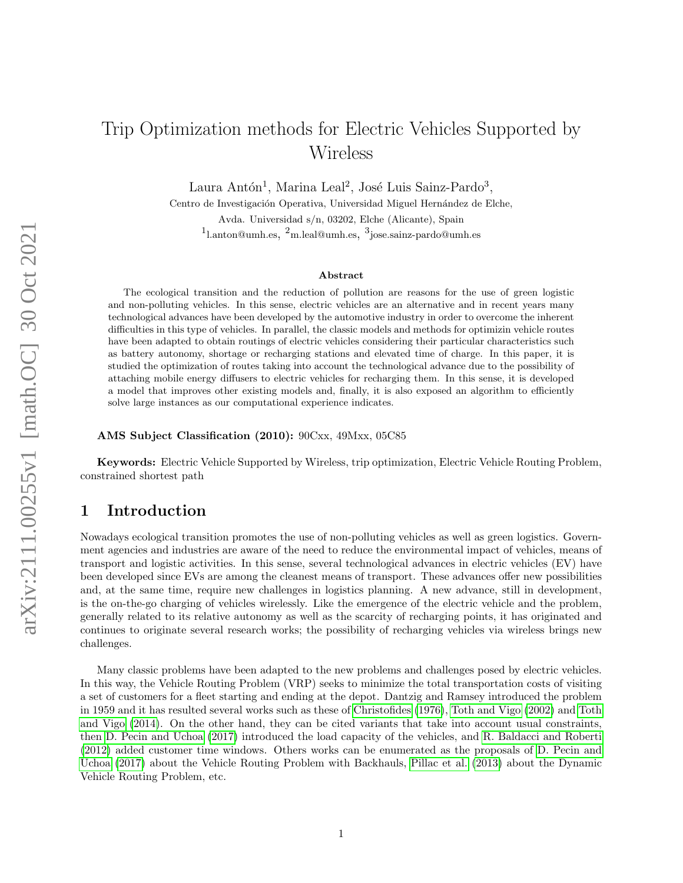# Trip Optimization methods for Electric Vehicles Supported by Wireless

Laura Antón[1], Marina Leal[2], José Luis Sainz-Pardo[3],

Centro de Investigación Operativa, Universidad Miguel Hernández de Elche,

Avda. Universidad s/n, 03202, Elche (Alicante), Spain

[1]l.anton@umh.es, [2]m.leal@umh.es, [3]jose.sainz-pardo@umh.es

### Abstract

The ecological transition and the reduction of pollution are reasons for the use of green logistic and non-polluting vehicles. In this sense, electric vehicles are an alternative and in recent years many technological advances have been developed by the automotive industry in order to overcome the inherent difficulties in this type of vehicles. In parallel, the classic models and methods for optimizin vehicle routes have been adapted to obtain routings of electric vehicles considering their particular characteristics such as battery autonomy, shortage or recharging stations and elevated time of charge. In this paper, it is studied the optimization of routes taking into account the technological advance due to the possibility of attaching mobile energy diffusers to electric vehicles for recharging them. In this sense, it is developed a model that improves other existing models and, finally, it is also exposed an algorithm to efficiently solve large instances as our computational experience indicates.

**AMS Subject Classification (2010):** 90Cxx, 49Mxx, 05C85

**Keywords:** Electric Vehicle Supported by Wireless, trip optimization, Electric Vehicle Routing Problem, constrained shortest path

## 1 Introduction

Nowadays ecological transition promotes the use of non-polluting vehicles as well as green logistics. Government agencies and industries are aware of the need to reduce the environmental impact of vehicles, means of transport and logistic activities. In this sense, several technological advances in electric vehicles (EV) have been developed since EVs are among the cleanest means of transport. These advances offer new possibilities and, at the same time, require new challenges in logistics planning. A new advance, still in development, is the on-the-go charging of vehicles wirelessly. Like the emergence of the electric vehicle and the problem, generally related to its relative autonomy as well as the scarcity of recharging points, it has originated and continues to originate several research works; the possibility of recharging vehicles via wireless brings new challenges.

Many classic problems have been adapted to the new problems and challenges posed by electric vehicles. In this way, the Vehicle Routing Problem (VRP) seeks to minimize the total transportation costs of visiting a set of customers for a fleet starting and ending at the depot. Dantzig and Ramsey introduced the problem in 1959 and it has resulted several works such as these of Christofides (1976), Toth and Vigo (2002) and Toth and Vigo (2014). On the other hand, they can be cited variants that take into account usual constraints, then D. Pecin and Uchoa (2017) introduced the load capacity of the vehicles, and R. Baldacci and Roberti (2012) added customer time windows. Others works can be enumerated as the proposals of D. Pecin and Uchoa (2017) about the Vehicle Routing Problem with Backhauls, Pillac et al. (2013) about the Dynamic Vehicle Routing Problem, etc.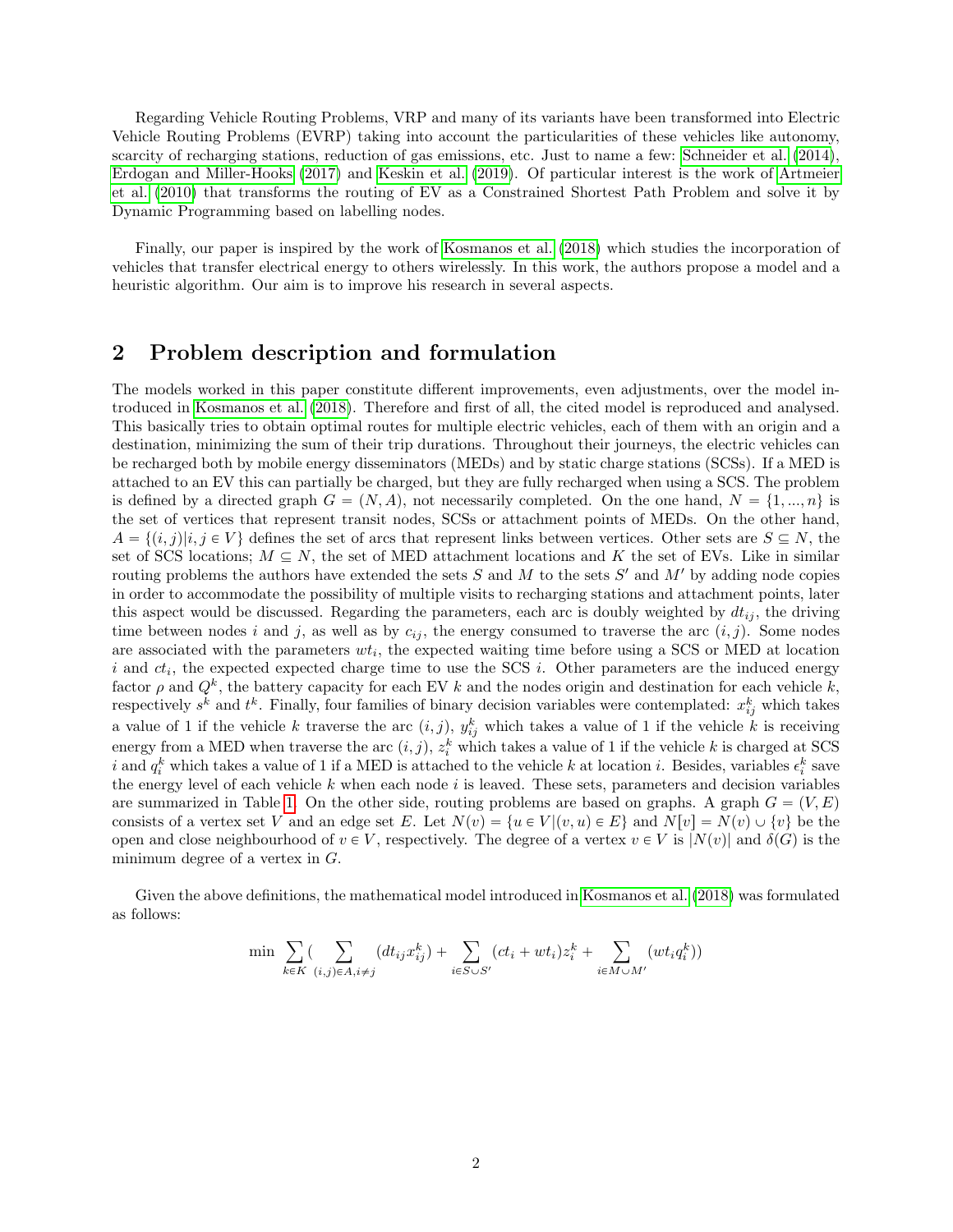Regarding Vehicle Routing Problems, VRP and many of its variants have been transformed into Electric Vehicle Routing Problems (EVRP) taking into account the particularities of these vehicles like autonomy, scarcity of recharging stations, reduction of gas emissions, etc. Just to name a few: Schneider et al. (2014), Erdogan and Miller-Hooks (2017) and Keskin et al. (2019). Of particular interest is the work of Artmeier et al. (2010) that transforms the routing of EV as a Constrained Shortest Path Problem and solve it by Dynamic Programming based on labelling nodes.

Finally, our paper is inspired by the work of Kosmanos et al. (2018) which studies the incorporation of vehicles that transfer electrical energy to others wirelessly. In this work, the authors propose a model and a heuristic algorithm. Our aim is to improve his research in several aspects.

## 2 Problem description and formulation

The models worked in this paper constitute different improvements, even adjustments, over the model introduced in Kosmanos et al. (2018). Therefore and first of all, the cited model is reproduced and analysed. This basically tries to obtain optimal routes for multiple electric vehicles, each of them with an origin and a destination, minimizing the sum of their trip durations. Throughout their journeys, the electric vehicles can be recharged both by mobile energy disseminators (MEDs) and by static charge stations (SCSs). If a MED is attached to an EV this can partially be charged, but they are fully recharged when using a SCS. The problem is defined by a directed graph $G = (N, A)$, not necessarily completed. On the one hand, $N = \{1, ..., n\}$ is the set of vertices that represent transit nodes, SCSs or attachment points of MEDs. On the other hand, $A = \{(i, j)|i, j \in V\}$ defines the set of arcs that represent links between vertices. Other sets are $S \subseteq N$, the set of SCS locations; $M \subseteq N$, the set of MED attachment locations and $K$ the set of EVs. Like in similar routing problems the authors have extended the sets $S$ and $M$ to the sets $S'$ and $M'$ by adding node copies in order to accommodate the possibility of multiple visits to recharging stations and attachment points, later this aspect would be discussed. Regarding the parameters, each arc is doubly weighted by $dt_{ij}$, the driving time between nodes $i$ and $j$, as well as by $c_{ij}$, the energy consumed to traverse the arc $(i, j)$. Some nodes are associated with the parameters $wt_i$, the expected waiting time before using a SCS or MED at location $i$ and $ct_i$, the expected expected charge time to use the SCS $i$. Other parameters are the induced energy factor $\rho$ and $Q^k$, the battery capacity for each EV $k$ and the nodes origin and destination for each vehicle $k$, respectively $s^k$ and $t^k$. Finally, four families of binary decision variables were contemplated: $x^k_{ij}$ which takes a value of 1 if the vehicle $k$ traverse the arc $(i, j)$, $y^k_{ij}$ which takes a value of 1 if the vehicle $k$ is receiving energy from a MED when traverse the arc $(i, j)$, $z^k_i$ which takes a value of 1 if the vehicle $k$ is charged at SCS $i$ and $q^k_i$ which takes a value of 1 if a MED is attached to the vehicle $k$ at location $i$. Besides, variables $\epsilon^k_i$ save the energy level of each vehicle $k$ when each node $i$ is leaved. These sets, parameters and decision variables are summarized in Table 1. On the other side, routing problems are based on graphs. A graph $G = (V, E)$ consists of a vertex set $V$ and an edge set $E$. Let $N(v) = \{u \in V|(v, u) \in E\}$ and $N[v] = N(v) \cup \{v\}$ be the open and close neighbourhood of $v \in V$, respectively. The degree of a vertex $v \in V$ is $|N(v)|$ and $\delta(G)$ is the minimum degree of a vertex in $G$.

Given the above definitions, the mathematical model introduced in Kosmanos et al. (2018) was formulated as follows:

$$\min \sum_{k \in K} \Big( \sum_{(i,j) \in A, i \neq j} (dt_{ij} x^k_{ij}) + \sum_{i \in S \cup S'} (ct_i + wt_i) z^k_i + \sum_{i \in M \cup M'} (wt_i q^k_i) \Big)$$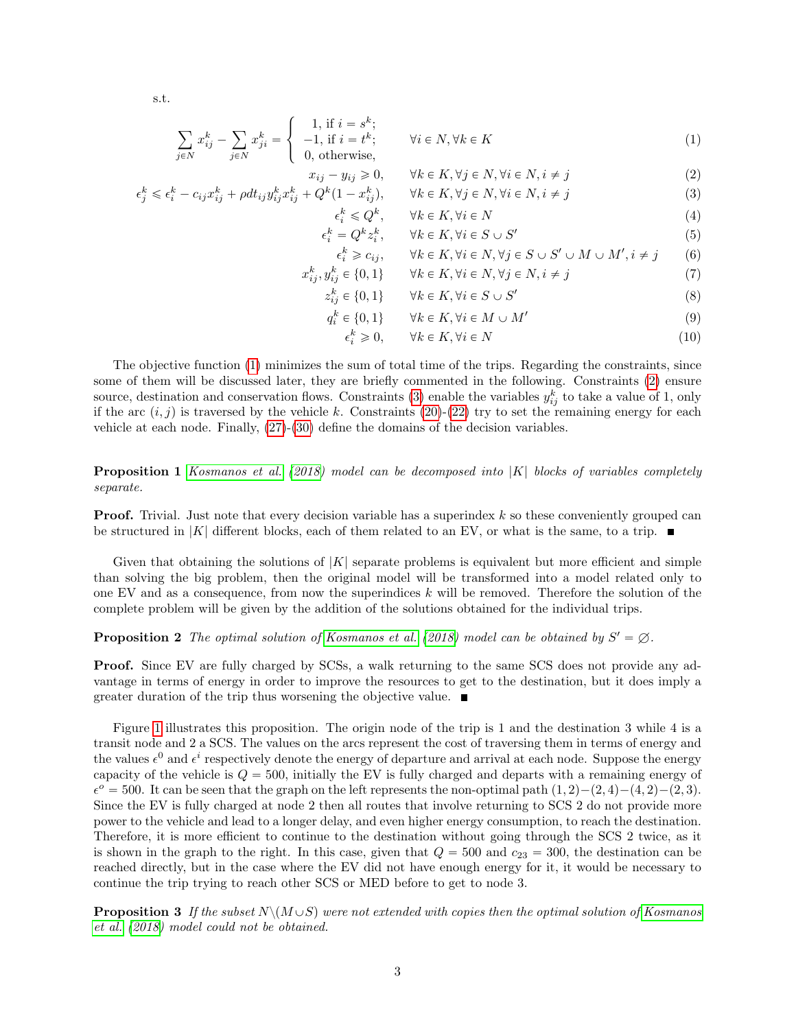s.t.

$$\sum_{j \in N} x_{ij}^k - \sum_{j \in N} x_{ji}^k = \begin{cases} 1, \text{ if } i = s^k; \\ -1, \text{ if } i = t^k; \\ 0, \text{ otherwise,} \end{cases} \qquad \forall i \in N, \forall k \in K \tag{1}$$

$$x_{ij} - y_{ij} \geqslant 0, \qquad \forall k \in K, \forall j \in N, \forall i \in N, i \neq j \tag{2}$$

$$\epsilon_j^k \leqslant \epsilon_i^k - c_{ij} x_{ij}^k + \rho dt_{ij} y_{ij}^k x_{ij}^k + Q^k (1 - x_{ij}^k), \qquad \forall k \in K, \forall j \in N, \forall i \in N, i \neq j \tag{3}$$

$$\epsilon_i^k \leqslant Q^k, \qquad \forall k \in K, \forall i \in N \tag{4}$$

$$\epsilon_i^k = Q^k z_i^k, \qquad \forall k \in K, \forall i \in S \cup S' \tag{5}$$

$$\epsilon_i^k \geqslant c_{ij}, \qquad \forall k \in K, \forall i \in N, \forall j \in S \cup S' \cup M \cup M', i \neq j \tag{6}$$

$$x_{ij}^k, y_{ij}^k \in \{0, 1\} \qquad \forall k \in K, \forall i \in N, \forall j \in N, i \neq j \tag{7}$$

$$z_{ij}^k \in \{0, 1\} \qquad \forall k \in K, \forall i \in S \cup S' \tag{8}$$

$$q_i^k \in \{0, 1\} \qquad \forall k \in K, \forall i \in M \cup M' \tag{9}$$

$$\epsilon_i^k \geqslant 0, \qquad \forall k \in K, \forall i \in N \tag{10}$$

The objective function (1) minimizes the sum of total time of the trips. Regarding the constraints, since some of them will be discussed later, they are briefly commented in the following. Constraints (2) ensure source, destination and conservation flows. Constraints (3) enable the variables $y_{ij}^k$ to take a value of 1, only if the arc $(i, j)$ is traversed by the vehicle $k$. Constraints (20)-(22) try to set the remaining energy for each vehicle at each node. Finally, (27)-(30) define the domains of the decision variables.

**Proposition 1** *Kosmanos et al. (2018) model can be decomposed into $|K|$ blocks of variables completely separate.*

**Proof.** Trivial. Just note that every decision variable has a superindex $k$ so these conveniently grouped can be structured in $|K|$ different blocks, each of them related to an EV, or what is the same, to a trip. ∎

Given that obtaining the solutions of $|K|$ separate problems is equivalent but more efficient and simple than solving the big problem, then the original model will be transformed into a model related only to one EV and as a consequence, from now the superindices $k$ will be removed. Therefore the solution of the complete problem will be given by the addition of the solutions obtained for the individual trips.

**Proposition 2** *The optimal solution of Kosmanos et al. (2018) model can be obtained by $S' = \emptyset$.*

**Proof.** Since EV are fully charged by SCSs, a walk returning to the same SCS does not provide any advantage in terms of energy in order to improve the resources to get to the destination, but it does imply a greater duration of the trip thus worsening the objective value. ∎

Figure 1 illustrates this proposition. The origin node of the trip is 1 and the destination 3 while 4 is a transit node and 2 a SCS. The values on the arcs represent the cost of traversing them in terms of energy and the values $\epsilon^0$ and $\epsilon^i$ respectively denote the energy of departure and arrival at each node. Suppose the energy capacity of the vehicle is $Q = 500$, initially the EV is fully charged and departs with a remaining energy of $\epsilon^o = 500$. It can be seen that the graph on the left represents the non-optimal path $(1, 2)-(2, 4)-(4, 2)-(2, 3)$. Since the EV is fully charged at node 2 then all routes that involve returning to SCS 2 do not provide more power to the vehicle and lead to a longer delay, and even higher energy consumption, to reach the destination. Therefore, it is more efficient to continue to the destination without going through the SCS 2 twice, as it is shown in the graph to the right. In this case, given that $Q = 500$ and $c_{23} = 300$, the destination can be reached directly, but in the case where the EV did not have enough energy for it, it would be necessary to continue the trip trying to reach other SCS or MED before to get to node 3.

**Proposition 3** *If the subset $N \backslash (M \cup S)$ were not extended with copies then the optimal solution of Kosmanos et al. (2018) model could not be obtained.*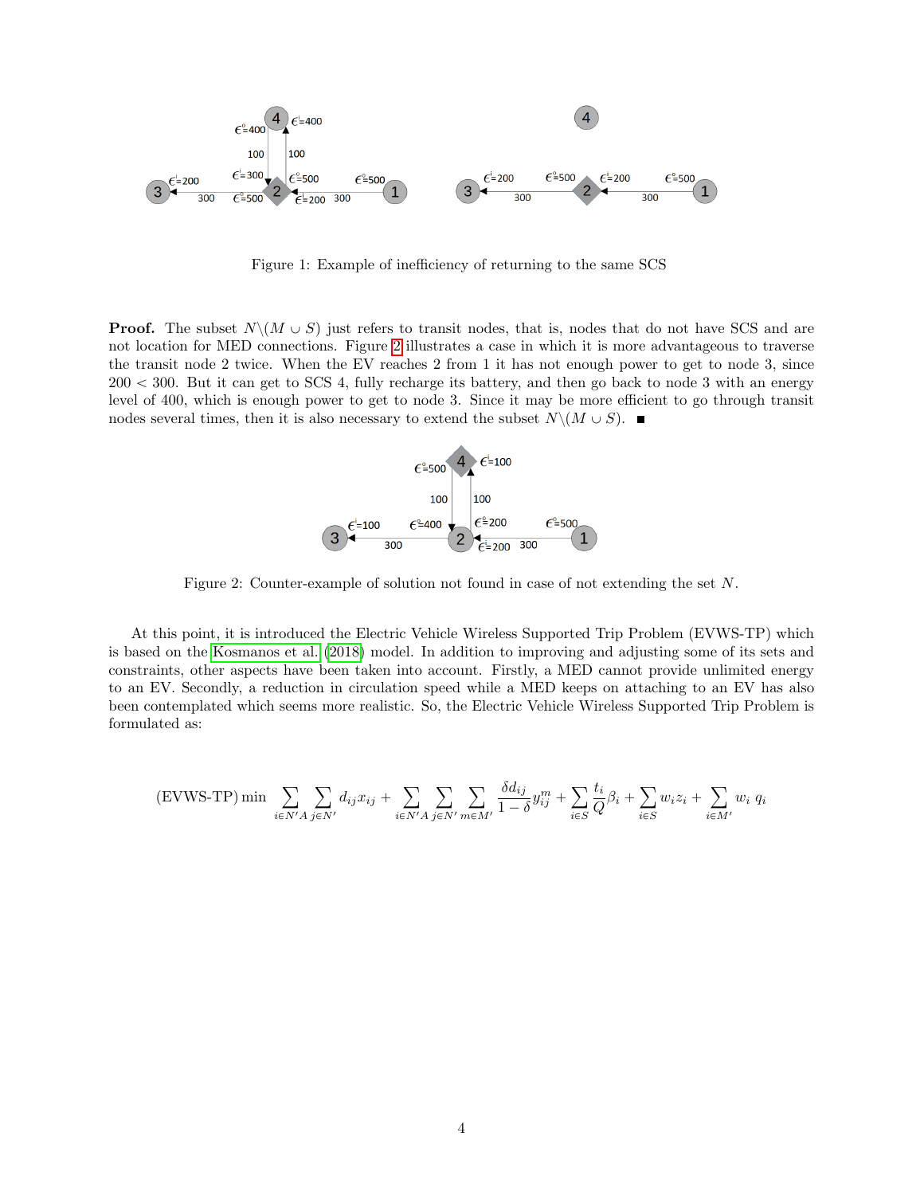Figure 1: Example of inefficiency of returning to the same SCS

**Proof.** The subset $N\backslash(M \cup S)$ just refers to transit nodes, that is, nodes that do not have SCS and are not location for MED connections. Figure 2 illustrates a case in which it is more advantageous to traverse the transit node 2 twice. When the EV reaches 2 from 1 it has not enough power to get to node 3, since $200 < 300$. But it can get to SCS 4, fully recharge its battery, and then go back to node 3 with an energy level of 400, which is enough power to get to node 3. Since it may be more efficient to go through transit nodes several times, then it is also necessary to extend the subset $N\backslash(M \cup S)$. ■

Figure 2: Counter-example of solution not found in case of not extending the set $N$.

At this point, it is introduced the Electric Vehicle Wireless Supported Trip Problem (EVWS-TP) which is based on the Kosmanos et al. (2018) model. In addition to improving and adjusting some of its sets and constraints, other aspects have been taken into account. Firstly, a MED cannot provide unlimited energy to an EV. Secondly, a reduction in circulation speed while a MED keeps on attaching to an EV has also been contemplated which seems more realistic. So, the Electric Vehicle Wireless Supported Trip Problem is formulated as:

$$\text{(EVWS-TP)}\min \sum_{i\in N'A}\sum_{j\in N'} d_{ij}x_{ij} + \sum_{i\in N'A}\sum_{j\in N'}\sum_{m\in M'} \frac{\delta d_{ij}}{1-\delta} y_{ij}^{m} + \sum_{i\in S}\frac{t_i}{Q}\beta_i + \sum_{i\in S} w_i z_i + \sum_{i\in M'} w_i\, q_i$$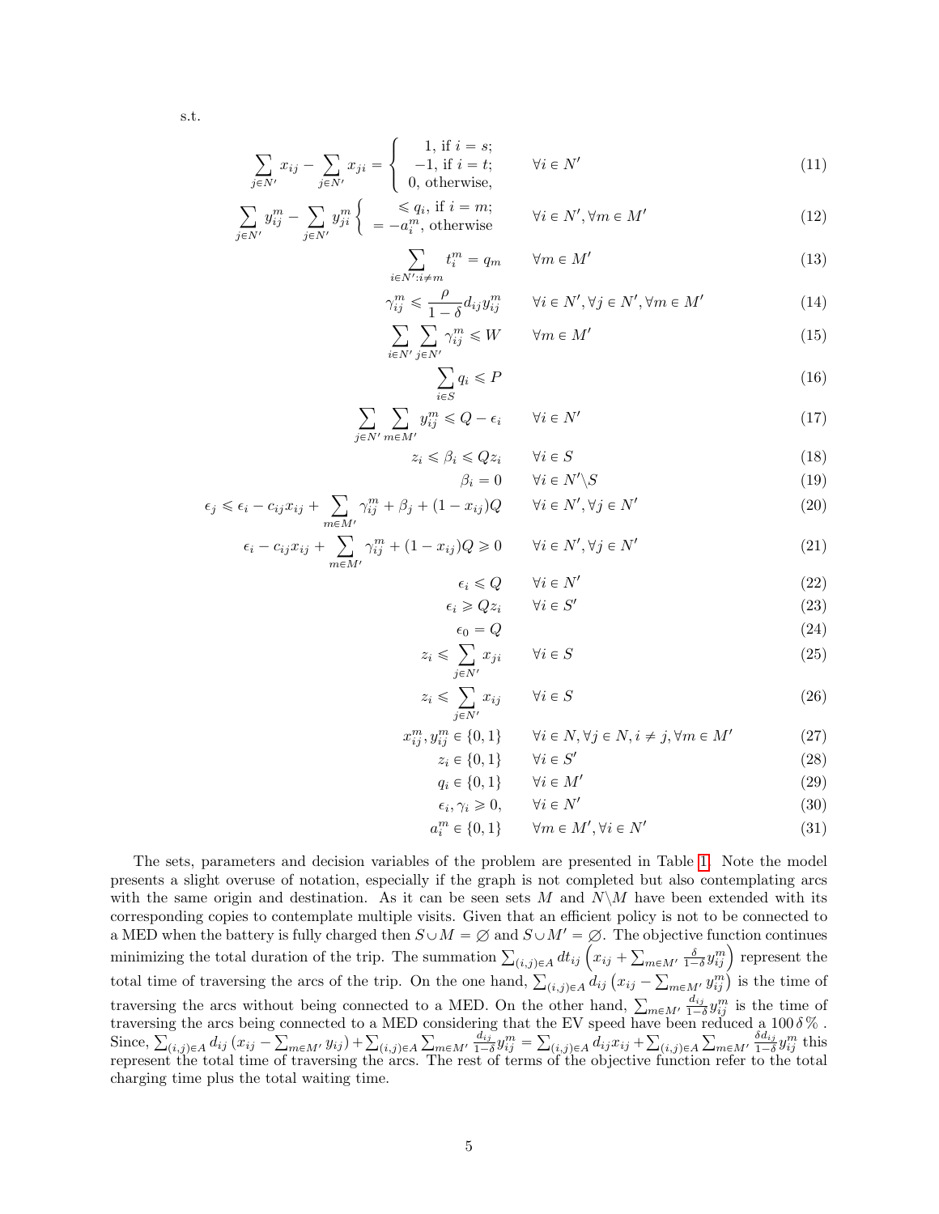s.t.

$$\sum_{j\in N'} x_{ij} - \sum_{j\in N'} x_{ji} = \begin{cases} 1, \text{ if } i = s; \\ -1, \text{ if } i = t; \\ 0, \text{ otherwise,} \end{cases} \qquad \forall i \in N' \tag{11}$$

$$\sum_{j\in N'} y_{ij}^m - \sum_{j\in N'} y_{ji}^m \begin{cases} \leqslant q_i, \text{ if } i = m; \\ = -a_i^m, \text{ otherwise} \end{cases} \qquad \forall i \in N', \forall m \in M' \tag{12}$$

$$\sum_{i\in N': i\neq m} t_i^m = q_m \qquad \forall m \in M' \tag{13}$$

$$\gamma_{ij}^m \leqslant \frac{\rho}{1-\delta} d_{ij} y_{ij}^m \qquad \forall i \in N', \forall j \in N', \forall m \in M' \tag{14}$$

$$\sum_{i\in N'}\sum_{j\in N'} \gamma_{ij}^m \leqslant W \qquad \forall m \in M' \tag{15}$$

$$\sum_{i\in S} q_i \leqslant P \tag{16}$$

$$\sum_{j\in N'}\sum_{m\in M'} y_{ij}^m \leqslant Q - \epsilon_i \qquad \forall i \in N' \tag{17}$$

$$z_i \leqslant \beta_i \leqslant Q z_i \qquad \forall i \in S \tag{18}$$

$$\beta_i = 0 \qquad \forall i \in N' \backslash S \tag{19}$$

$$\epsilon_j \leqslant \epsilon_i - c_{ij}x_{ij} + \sum_{m\in M'} \gamma_{ij}^m + \beta_j + (1 - x_{ij})Q \qquad \forall i \in N', \forall j \in N' \tag{20}$$

$$\epsilon_i - c_{ij}x_{ij} + \sum_{m\in M'} \gamma_{ij}^m + (1 - x_{ij})Q \geqslant 0 \qquad \forall i \in N', \forall j \in N' \tag{21}$$

$$\epsilon_i \leqslant Q \qquad \forall i \in N' \tag{22}$$

$$\epsilon_i \geqslant Q z_i \qquad \forall i \in S' \tag{23}$$

$$\epsilon_0 = Q \tag{24}$$

$$z_i \leqslant \sum_{j\in N'} x_{ji} \qquad \forall i \in S \tag{25}$$

$$z_i \leqslant \sum_{j\in N'} x_{ij} \qquad \forall i \in S \tag{26}$$

$$x_{ij}^m, y_{ij}^m \in \{0,1\} \qquad \forall i \in N, \forall j \in N, i \neq j, \forall m \in M' \tag{27}$$

$$z_i \in \{0,1\} \qquad \forall i \in S' \tag{28}$$

$$q_i \in \{0,1\} \qquad \forall i \in M' \tag{29}$$

$$\epsilon_i, \gamma_i \geqslant 0, \qquad \forall i \in N' \tag{30}$$

$$a_i^m \in \{0,1\} \qquad \forall m \in M', \forall i \in N' \tag{31}$$

The sets, parameters and decision variables of the problem are presented in Table 1. Note the model presents a slight overuse of notation, especially if the graph is not completed but also contemplating arcs with the same origin and destination. As it can be seen sets $M$ and $N \backslash M$ have been extended with its corresponding copies to contemplate multiple visits. Given that an efficient policy is not to be connected to a MED when the battery is fully charged then $S \cup M = \varnothing$ and $S \cup M' = \varnothing$. The objective function continues minimizing the total duration of the trip. The summation $\sum_{(i,j)\in A} dt_{ij}\left(x_{ij} + \sum_{m\in M'} \frac{\delta}{1-\delta} y_{ij}^m\right)$ represent the total time of traversing the arcs of the trip. On the one hand, $\sum_{(i,j)\in A} d_{ij}\left(x_{ij} - \sum_{m\in M'} y_{ij}^m\right)$ is the time of traversing the arcs without being connected to a MED. On the other hand, $\sum_{m\in M'} \frac{d_{ij}}{1-\delta} y_{ij}^m$ is the time of traversing the arcs being connected to a MED considering that the EV speed have been reduced a $100\,\delta\,\%$. Since, $\sum_{(i,j)\in A} d_{ij}\left(x_{ij} - \sum_{m\in M'} y_{ij}\right) + \sum_{(i,j)\in A}\sum_{m\in M'} \frac{d_{ij}}{1-\delta} y_{ij}^m = \sum_{(i,j)\in A} d_{ij}x_{ij} + \sum_{(i,j)\in A}\sum_{m\in M'} \frac{\delta d_{ij}}{1-\delta} y_{ij}^m$ this represent the total time of traversing the arcs. The rest of terms of the objective function refer to the total charging time plus the total waiting time.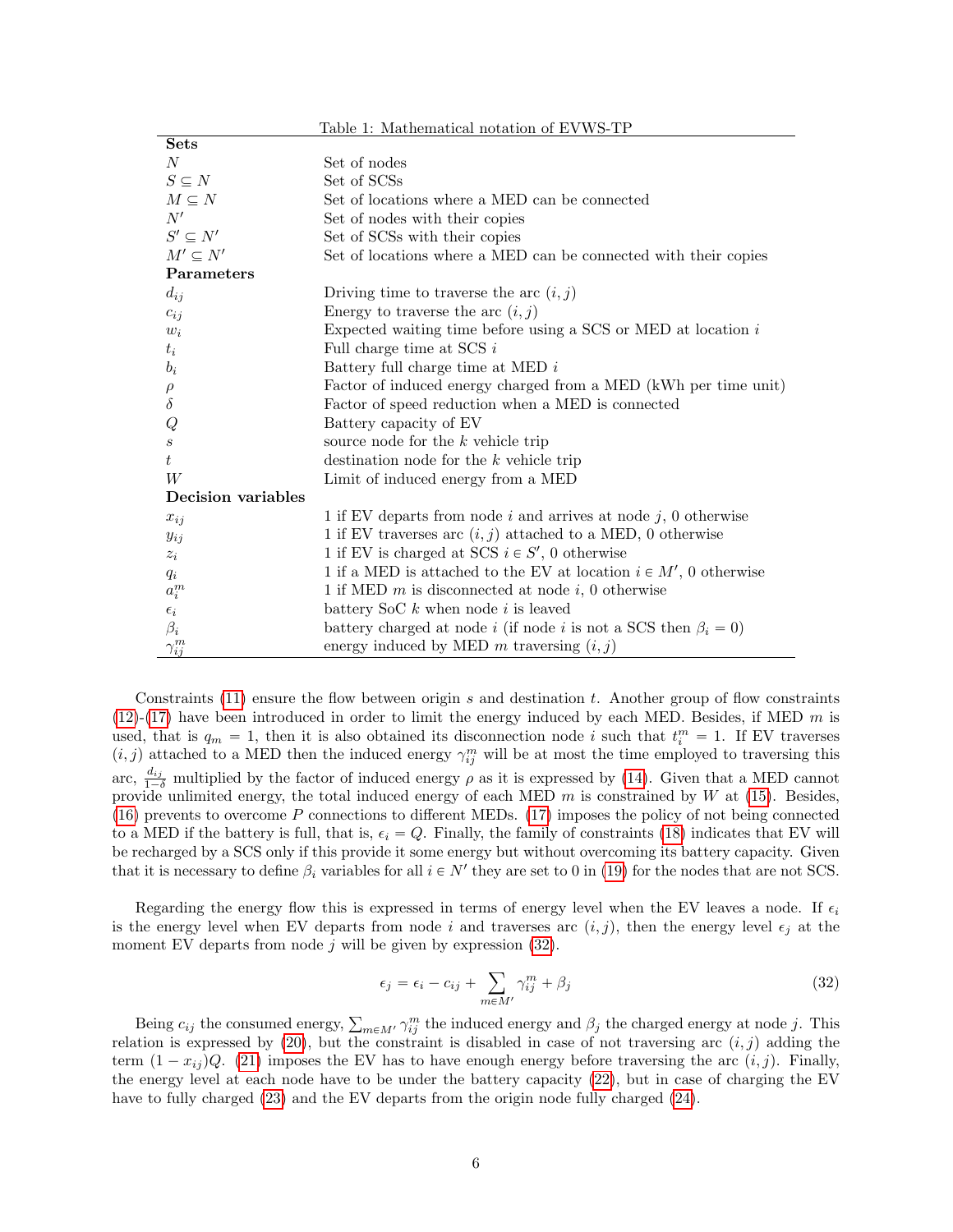Table 1: Mathematical notation of EVWS-TP

| | |
|---|---|
| **Sets** | |
| $N$ | Set of nodes |
| $S \subseteq N$ | Set of SCSs |
| $M \subseteq N$ | Set of locations where a MED can be connected |
| $N'$ | Set of nodes with their copies |
| $S' \subseteq N'$ | Set of SCSs with their copies |
| $M' \subseteq N'$ | Set of locations where a MED can be connected with their copies |
| **Parameters** | |
| $d_{ij}$ | Driving time to traverse the arc $(i, j)$ |
| $c_{ij}$ | Energy to traverse the arc $(i, j)$ |
| $w_i$ | Expected waiting time before using a SCS or MED at location $i$ |
| $t_i$ | Full charge time at SCS $i$ |
| $b_i$ | Battery full charge time at MED $i$ |
| $\rho$ | Factor of induced energy charged from a MED (kWh per time unit) |
| $\delta$ | Factor of speed reduction when a MED is connected |
| $Q$ | Battery capacity of EV |
| $s$ | source node for the $k$ vehicle trip |
| $t$ | destination node for the $k$ vehicle trip |
| $W$ | Limit of induced energy from a MED |
| **Decision variables** | |
| $x_{ij}$ | 1 if EV departs from node $i$ and arrives at node $j$, 0 otherwise |
| $y_{ij}$ | 1 if EV traverses arc $(i, j)$ attached to a MED, 0 otherwise |
| $z_i$ | 1 if EV is charged at SCS $i \in S'$, 0 otherwise |
| $q_i$ | 1 if a MED is attached to the EV at location $i \in M'$, 0 otherwise |
| $a_i^m$ | 1 if MED $m$ is disconnected at node $i$, 0 otherwise |
| $\epsilon_i$ | battery SoC $k$ when node $i$ is leaved |
| $\beta_i$ | battery charged at node $i$ (if node $i$ is not a SCS then $\beta_i = 0$) |
| $\gamma_{ij}^m$ | energy induced by MED $m$ traversing $(i, j)$ |

Constraints (11) ensure the flow between origin $s$ and destination $t$. Another group of flow constraints (12)-(17) have been introduced in order to limit the energy induced by each MED. Besides, if MED $m$ is used, that is $q_m = 1$, then it is also obtained its disconnection node $i$ such that $t_i^m = 1$. If EV traverses $(i, j)$ attached to a MED then the induced energy $\gamma_{ij}^m$ will be at most the time employed to traversing this arc, $\frac{d_{ij}}{1-\delta}$ multiplied by the factor of induced energy $\rho$ as it is expressed by (14). Given that a MED cannot provide unlimited energy, the total induced energy of each MED $m$ is constrained by $W$ at (15). Besides, (16) prevents to overcome $P$ connections to different MEDs. (17) imposes the policy of not being connected to a MED if the battery is full, that is, $\epsilon_i = Q$. Finally, the family of constraints (18) indicates that EV will be recharged by a SCS only if this provide it some energy but without overcoming its battery capacity. Given that it is necessary to define $\beta_i$ variables for all $i \in N'$ they are set to 0 in (19) for the nodes that are not SCS.

Regarding the energy flow this is expressed in terms of energy level when the EV leaves a node. If $\epsilon_i$ is the energy level when EV departs from node $i$ and traverses arc $(i, j)$, then the energy level $\epsilon_j$ at the moment EV departs from node $j$ will be given by expression (32).

$$\epsilon_j = \epsilon_i - c_{ij} + \sum_{m \in M'} \gamma_{ij}^m + \beta_j \tag{32}$$

Being $c_{ij}$ the consumed energy, $\sum_{m \in M'} \gamma_{ij}^m$ the induced energy and $\beta_j$ the charged energy at node $j$. This relation is expressed by (20), but the constraint is disabled in case of not traversing arc $(i, j)$ adding the term $(1 - x_{ij})Q$. (21) imposes the EV has to have enough energy before traversing the arc $(i, j)$. Finally, the energy level at each node have to be under the battery capacity (22), but in case of charging the EV have to fully charged (23) and the EV departs from the origin node fully charged (24).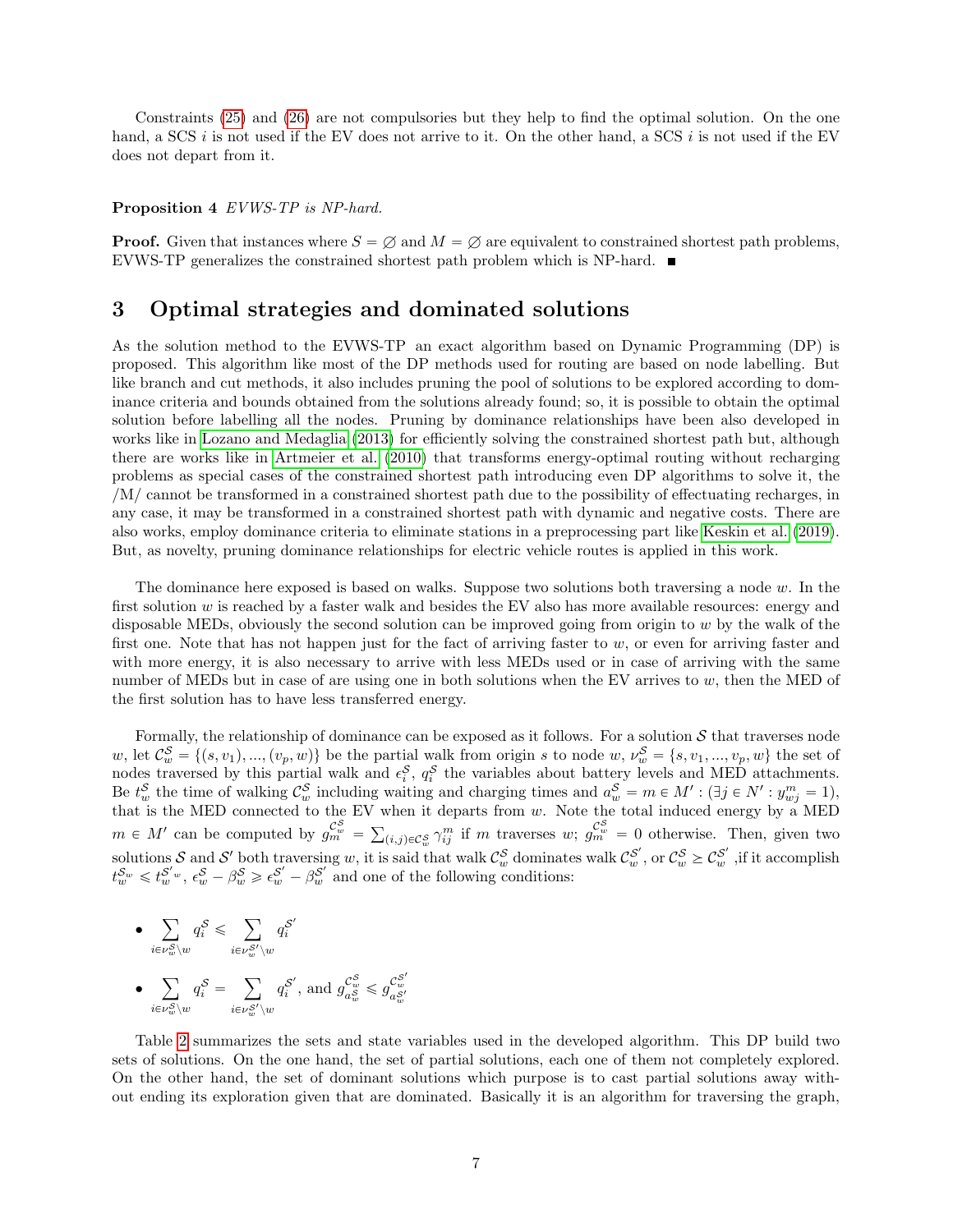Constraints (25) and (26) are not compulsories but they help to find the optimal solution. On the one hand, a SCS $i$ is not used if the EV does not arrive to it. On the other hand, a SCS $i$ is not used if the EV does not depart from it.

**Proposition 4** *EVWS-TP is NP-hard.*

**Proof.** Given that instances where $S = \varnothing$ and $M = \varnothing$ are equivalent to constrained shortest path problems, EVWS-TP generalizes the constrained shortest path problem which is NP-hard. ■

## 3 Optimal strategies and dominated solutions

As the solution method to the EVWS-TP an exact algorithm based on Dynamic Programming (DP) is proposed. This algorithm like most of the DP methods used for routing are based on node labelling. But like branch and cut methods, it also includes pruning the pool of solutions to be explored according to dominance criteria and bounds obtained from the solutions already found; so, it is possible to obtain the optimal solution before labelling all the nodes. Pruning by dominance relationships have been also developed in works like in Lozano and Medaglia (2013) for efficiently solving the constrained shortest path but, although there are works like in Artmeier et al. (2010) that transforms energy-optimal routing without recharging problems as special cases of the constrained shortest path introducing even DP algorithms to solve it, the /M/ cannot be transformed in a constrained shortest path due to the possibility of effectuating recharges, in any case, it may be transformed in a constrained shortest path with dynamic and negative costs. There are also works, employ dominance criteria to eliminate stations in a preprocessing part like Keskin et al. (2019). But, as novelty, pruning dominance relationships for electric vehicle routes is applied in this work.

The dominance here exposed is based on walks. Suppose two solutions both traversing a node $w$. In the first solution $w$ is reached by a faster walk and besides the EV also has more available resources: energy and disposable MEDs, obviously the second solution can be improved going from origin to $w$ by the walk of the first one. Note that has not happen just for the fact of arriving faster to $w$, or even for arriving faster and with more energy, it is also necessary to arrive with less MEDs used or in case of arriving with the same number of MEDs but in case of are using one in both solutions when the EV arrives to $w$, then the MED of the first solution has to have less transferred energy.

Formally, the relationship of dominance can be exposed as it follows. For a solution $\mathcal{S}$ that traverses node $w$, let $\mathcal{C}_w^{\mathcal{S}} = \{(s, v_1), ..., (v_p, w)\}$ be the partial walk from origin $s$ to node $w$, $\nu_w^{\mathcal{S}} = \{s, v_1, ..., v_p, w\}$ the set of nodes traversed by this partial walk and $\epsilon_i^{\mathcal{S}}$, $q_i^{\mathcal{S}}$ the variables about battery levels and MED attachments. Be $t_w^{\mathcal{S}}$ the time of walking $\mathcal{C}_w^{\mathcal{S}}$ including waiting and charging times and $a_w^{\mathcal{S}} = m \in M' : (\exists j \in N' : y_{wj}^m = 1)$, that is the MED connected to the EV when it departs from $w$. Note the total induced energy by a MED $m \in M'$ can be computed by $g_m^{\mathcal{C}_w^{\mathcal{S}}} = \sum_{(i,j)\in\mathcal{C}_w^{\mathcal{S}}} \gamma_{ij}^m$ if $m$ traverses $w$; $g_m^{\mathcal{C}_w^{\mathcal{S}}} = 0$ otherwise. Then, given two solutions $\mathcal{S}$ and $\mathcal{S}'$ both traversing $w$, it is said that walk $\mathcal{C}_w^{\mathcal{S}}$ dominates walk $\mathcal{C}_w^{\mathcal{S}'}$, or $\mathcal{C}_w^{\mathcal{S}} \succeq \mathcal{C}_w^{\mathcal{S}'}$ ,if it accomplish $t_w^{\mathcal{S}_w} \leqslant t_w^{\mathcal{S}'_w}$, $\epsilon_w^{\mathcal{S}} - \beta_w^{\mathcal{S}} \geqslant \epsilon_w^{\mathcal{S}'} - \beta_w^{\mathcal{S}'}$ and one of the following conditions:

- $\sum_{i\in\nu_w^{\mathcal{S}}\setminus w} q_i^{\mathcal{S}} \leqslant \sum_{i\in\nu_w^{\mathcal{S}'}\setminus w} q_i^{\mathcal{S}'}$
- $\sum_{i\in\nu_w^{\mathcal{S}}\setminus w} q_i^{\mathcal{S}} = \sum_{i\in\nu_w^{\mathcal{S}'}\setminus w} q_i^{\mathcal{S}'}$, and $g_{a_w^{\mathcal{S}}}^{\mathcal{C}_w^{\mathcal{S}}} \leqslant g_{a_w^{\mathcal{S}'}}^{\mathcal{C}_w^{\mathcal{S}'}}$

Table 2 summarizes the sets and state variables used in the developed algorithm. This DP build two sets of solutions. On the one hand, the set of partial solutions, each one of them not completely explored. On the other hand, the set of dominant solutions which purpose is to cast partial solutions away without ending its exploration given that are dominated. Basically it is an algorithm for traversing the graph,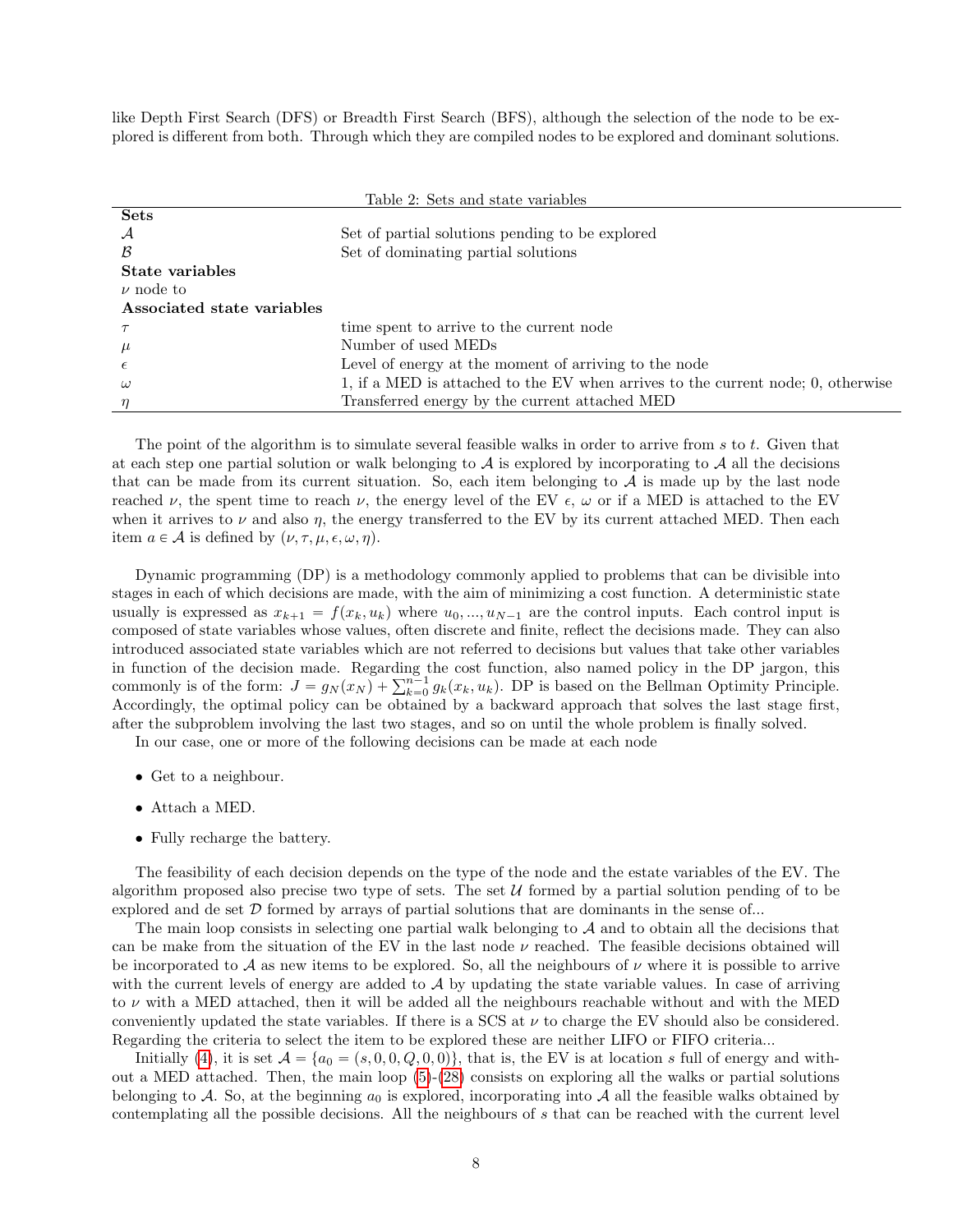like Depth First Search (DFS) or Breadth First Search (BFS), although the selection of the node to be explored is different from both. Through which they are compiled nodes to be explored and dominant solutions.

Table 2: Sets and state variables

| | |
|---|---|
| **Sets** | |
| $\mathcal{A}$ | Set of partial solutions pending to be explored |
| $\mathcal{B}$ | Set of dominating partial solutions |
| **State variables** | |
| $\nu$ node to | |
| **Associated state variables** | |
| $\tau$ | time spent to arrive to the current node |
| $\mu$ | Number of used MEDs |
| $\epsilon$ | Level of energy at the moment of arriving to the node |
| $\omega$ | 1, if a MED is attached to the EV when arrives to the current node; 0, otherwise |
| $\eta$ | Transferred energy by the current attached MED |

The point of the algorithm is to simulate several feasible walks in order to arrive from $s$ to $t$. Given that at each step one partial solution or walk belonging to $\mathcal{A}$ is explored by incorporating to $\mathcal{A}$ all the decisions that can be made from its current situation. So, each item belonging to $\mathcal{A}$ is made up by the last node reached $\nu$, the spent time to reach $\nu$, the energy level of the EV $\epsilon$, $\omega$ or if a MED is attached to the EV when it arrives to $\nu$ and also $\eta$, the energy transferred to the EV by its current attached MED. Then each item $a \in \mathcal{A}$ is defined by $(\nu, \tau, \mu, \epsilon, \omega, \eta)$.

Dynamic programming (DP) is a methodology commonly applied to problems that can be divisible into stages in each of which decisions are made, with the aim of minimizing a cost function. A deterministic state usually is expressed as $x_{k+1} = f(x_k, u_k)$ where $u_0, ..., u_{N-1}$ are the control inputs. Each control input is composed of state variables whose values, often discrete and finite, reflect the decisions made. They can also introduced associated state variables which are not referred to decisions but values that take other variables in function of the decision made. Regarding the cost function, also named policy in the DP jargon, this commonly is of the form: $J = g_N(x_N) + \sum_{k=0}^{n-1} g_k(x_k, u_k)$. DP is based on the Bellman Optimity Principle. Accordingly, the optimal policy can be obtained by a backward approach that solves the last stage first, after the subproblem involving the last two stages, and so on until the whole problem is finally solved.

In our case, one or more of the following decisions can be made at each node

- Get to a neighbour.
- Attach a MED.
- Fully recharge the battery.

The feasibility of each decision depends on the type of the node and the estate variables of the EV. The algorithm proposed also precise two type of sets. The set $\mathcal{U}$ formed by a partial solution pending of to be explored and de set $\mathcal{D}$ formed by arrays of partial solutions that are dominants in the sense of...

The main loop consists in selecting one partial walk belonging to $\mathcal{A}$ and to obtain all the decisions that can be make from the situation of the EV in the last node $\nu$ reached. The feasible decisions obtained will be incorporated to $\mathcal{A}$ as new items to be explored. So, all the neighbours of $\nu$ where it is possible to arrive with the current levels of energy are added to $\mathcal{A}$ by updating the state variable values. In case of arriving to $\nu$ with a MED attached, then it will be added all the neighbours reachable without and with the MED conveniently updated the state variables. If there is a SCS at $\nu$ to charge the EV should also be considered. Regarding the criteria to select the item to be explored these are neither LIFO or FIFO criteria...

Initially (4), it is set $\mathcal{A} = \{a_0 = (s, 0, 0, Q, 0, 0)\}$, that is, the EV is at location $s$ full of energy and without a MED attached. Then, the main loop (5)-(28) consists on exploring all the walks or partial solutions belonging to $\mathcal{A}$. So, at the beginning $a_0$ is explored, incorporating into $\mathcal{A}$ all the feasible walks obtained by contemplating all the possible decisions. All the neighbours of $s$ that can be reached with the current level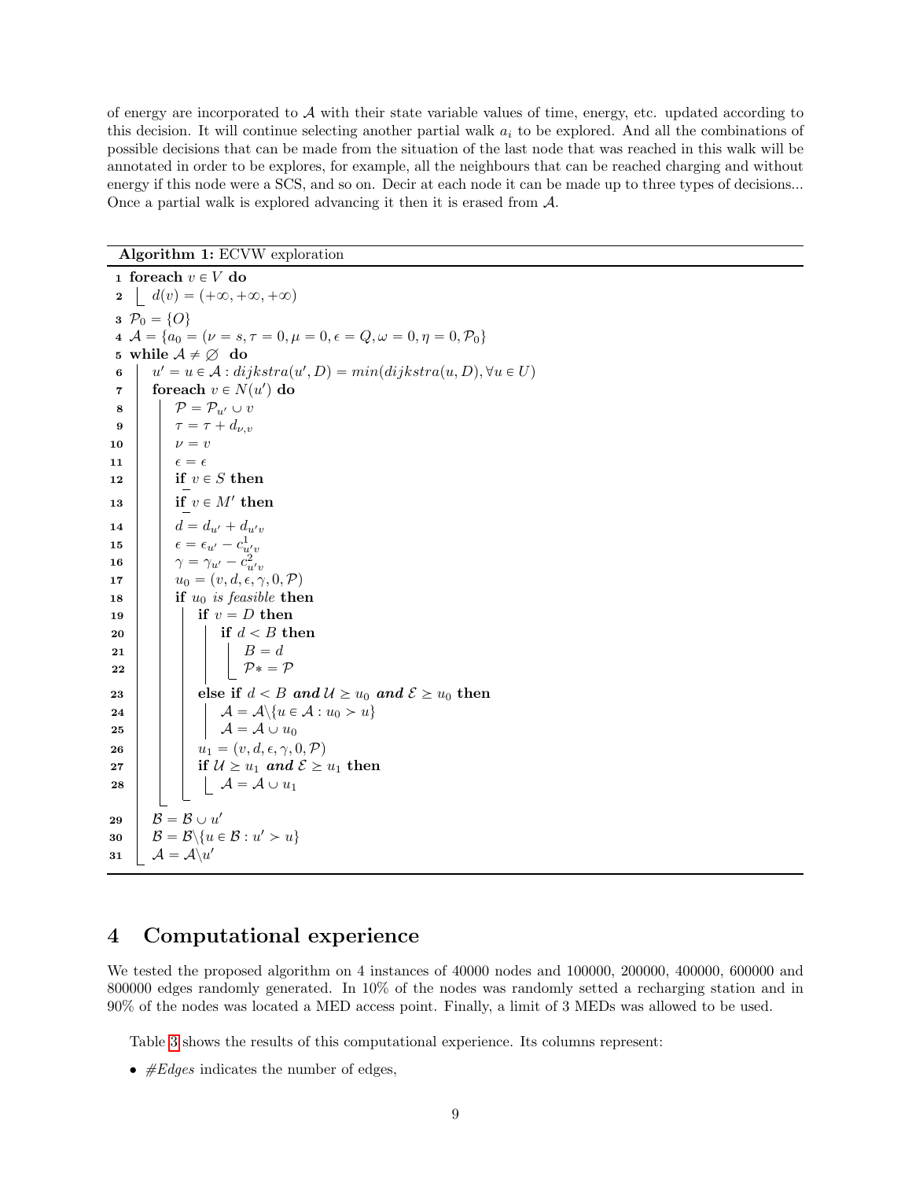of energy are incorporated to $\mathcal{A}$ with their state variable values of time, energy, etc. updated according to this decision. It will continue selecting another partial walk $a_i$ to be explored. And all the combinations of possible decisions that can be made from the situation of the last node that was reached in this walk will be annotated in order to be exploreს, for example, all the neighbours that can be reached charging and without energy if this node were a SCS, and so on. Decir at each node it can be made up to three types of decisions... Once a partial walk is explored advancing it then it is erased from $\mathcal{A}$.

**Algorithm 1:** ECVW exploration

```
1  foreach v ∈ V do
2      d(v) = (+∞, +∞, +∞)
3  P_0 = {O}
4  A = {a_0 = (ν = s, τ = 0, μ = 0, ε = Q, ω = 0, η = 0, P_0}
5  while A ≠ ∅ do
6      u' = u ∈ A : dijkstra(u', D) = min(dijkstra(u, D), ∀u ∈ U)
7      foreach v ∈ N(u') do
8          P = P_{u'} ∪ v
9          τ = τ + d_{ν,v}
10         ν = v
11         ε = ε
12         if v ∈ S then
13         if v ∈ M' then
14         d = d_{u'} + d_{u'v}
15         ε = ε_{u'} − c^1_{u'v}
16         γ = γ_{u'} − c^2_{u'v}
17         u_0 = (v, d, ε, γ, 0, P)
18         if u_0 is feasible then
19             if v = D then
20                 if d < B then
21                     B = d
22                     P* = P
23             else if d < B and U ≥ u_0 and E ≥ u_0 then
24                 A = A \ {u ∈ A : u_0 ≻ u}
25                 A = A ∪ u_0
26             u_1 = (v, d, ε, γ, 0, P)
27             if U ≥ u_1 and E ≥ u_1 then
28                 A = A ∪ u_1
29     B = B ∪ u'
30     B = B \ {u ∈ B : u' ≻ u}
31     A = A \ u'
```

## 4 Computational experience

We tested the proposed algorithm on 4 instances of 40000 nodes and 100000, 200000, 400000, 600000 and 800000 edges randomly generated. In 10% of the nodes was randomly setted a recharging station and in 90% of the nodes was located a MED access point. Finally, a limit of 3 MEDs was allowed to be used.

Table 3 shows the results of this computational experience. Its columns represent:

- *#Edges* indicates the number of edges,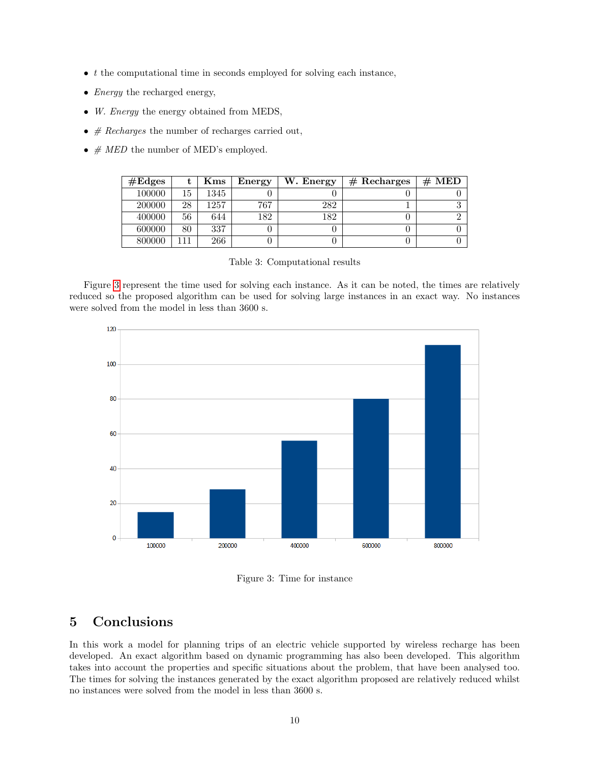- $t$ the computational time in seconds employed for solving each instance,
- *Energy* the recharged energy,
- *W. Energy* the energy obtained from MEDS,
- *# Recharges* the number of recharges carried out,
- *# MED* the number of MED's employed.

| #Edges | t | Kms | Energy | W. Energy | # Recharges | # MED |
|---|---|---|---|---|---|---|
| 100000 | 15 | 1345 | 0 | 0 | 0 | 0 |
| 200000 | 28 | 1257 | 767 | 282 | 1 | 3 |
| 400000 | 56 | 644 | 182 | 182 | 0 | 2 |
| 600000 | 80 | 337 | 0 | 0 | 0 | 0 |
| 800000 | 111 | 266 | 0 | 0 | 0 | 0 |

Table 3: Computational results

Figure 3 represent the time used for solving each instance. As it can be noted, the times are relatively reduced so the proposed algorithm can be used for solving large instances in an exact way. No instances were solved from the model in less than 3600 s.

Figure 3: Time for instance

## 5 Conclusions

In this work a model for planning trips of an electric vehicle supported by wireless recharge has been developed. An exact algorithm based on dynamic programming has also been developed. This algorithm takes into account the properties and specific situations about the problem, that have been analysed too. The times for solving the instances generated by the exact algorithm proposed are relatively reduced whilst no instances were solved from the model in less than 3600 s.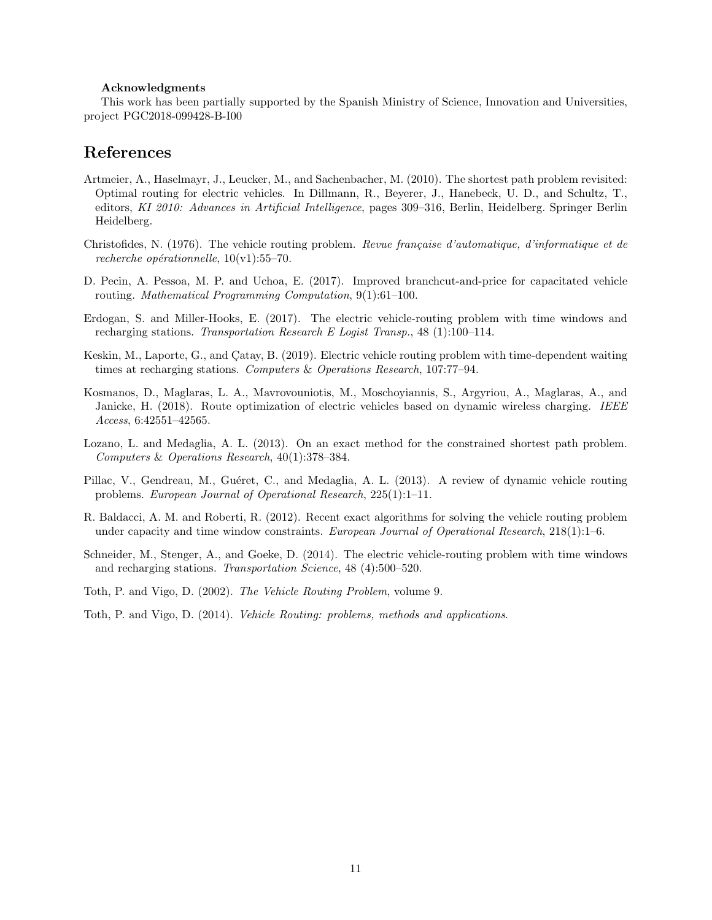**Acknowledgments**

This work has been partially supported by the Spanish Ministry of Science, Innovation and Universities, project PGC2018-099428-B-I00

# References

Artmeier, A., Haselmayr, J., Leucker, M., and Sachenbacher, M. (2010). The shortest path problem revisited: Optimal routing for electric vehicles. In Dillmann, R., Beyerer, J., Hanebeck, U. D., and Schultz, T., editors, *KI 2010: Advances in Artificial Intelligence*, pages 309–316, Berlin, Heidelberg. Springer Berlin Heidelberg.

Christofides, N. (1976). The vehicle routing problem. *Revue française d'automatique, d'informatique et de recherche opérationnelle*, 10(v1):55–70.

D. Pecin, A. Pessoa, M. P. and Uchoa, E. (2017). Improved branchcut-and-price for capacitated vehicle routing. *Mathematical Programming Computation*, 9(1):61–100.

Erdogan, S. and Miller-Hooks, E. (2017). The electric vehicle-routing problem with time windows and recharging stations. *Transportation Research E Logist Transp.*, 48 (1):100–114.

Keskin, M., Laporte, G., and Çatay, B. (2019). Electric vehicle routing problem with time-dependent waiting times at recharging stations. *Computers & Operations Research*, 107:77–94.

Kosmanos, D., Maglaras, L. A., Mavrovouniotis, M., Moschoyiannis, S., Argyriou, A., Maglaras, A., and Janicke, H. (2018). Route optimization of electric vehicles based on dynamic wireless charging. *IEEE Access*, 6:42551–42565.

Lozano, L. and Medaglia, A. L. (2013). On an exact method for the constrained shortest path problem. *Computers & Operations Research*, 40(1):378–384.

Pillac, V., Gendreau, M., Guéret, C., and Medaglia, A. L. (2013). A review of dynamic vehicle routing problems. *European Journal of Operational Research*, 225(1):1–11.

R. Baldacci, A. M. and Roberti, R. (2012). Recent exact algorithms for solving the vehicle routing problem under capacity and time window constraints. *European Journal of Operational Research*, 218(1):1–6.

Schneider, M., Stenger, A., and Goeke, D. (2014). The electric vehicle-routing problem with time windows and recharging stations. *Transportation Science*, 48 (4):500–520.

Toth, P. and Vigo, D. (2002). *The Vehicle Routing Problem*, volume 9.

Toth, P. and Vigo, D. (2014). *Vehicle Routing: problems, methods and applications*.